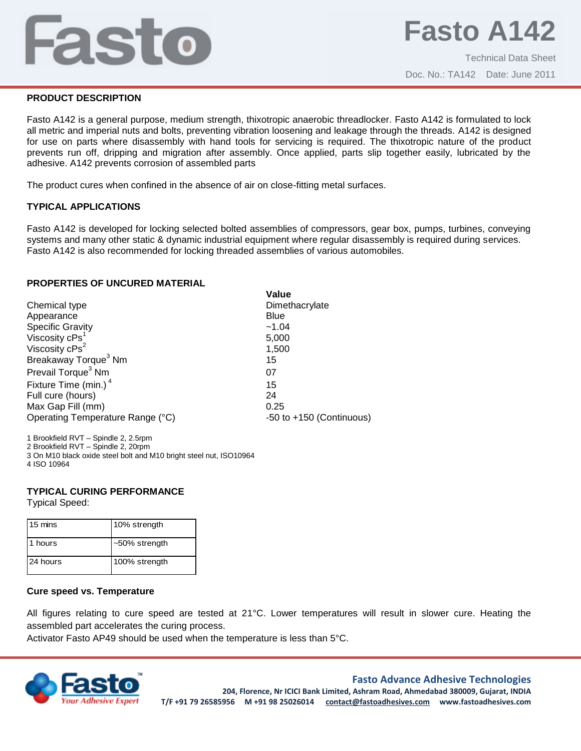# Fasto A142

Technical Data Sheet

Doc. No.: TA142 Date: June 2011

## PRODUCT DESCRIPTION

Fasto A142 is a general purpose, medium strength, thixotropic anaerobic threadlocker. Fasto A142 is formulated to lock all metric and imperial nuts and bolts, preventing vibration loosening and leakage through the threads. A142 is designed for use on parts where disassembly with hand tools for servicing is required. The thixotropic nature of the product prevents run off, dripping and migration after assembly. Once applied, parts slip together easily, lubricated by the adhesive. A142 prevents corrosion of assembled parts

The product cures when confined in the absence of air on close-fitting metal surfaces.

## TYPICAL APPLICATIONS

Fasto A142 is developed for locking selected bolted assemblies of compressors, gear box, pumps, turbines, conveying systems and many other static & dynamic industrial equipment where regular disassembly is required during services. Fasto A142 is also recommended for locking threaded assemblies of various automobiles.

## PROPERTIES OF UNCURED MATERIAL

| | **Value** |
|---|---|
| Chemical type | Dimethacrylate |
| Appearance | Blue |
| Specific Gravity | ~1.04 |
| Viscosity cPs[1] | 5,000 |
| Viscosity cPs[2] | 1,500 |
| Breakaway Torque[3] Nm | 15 |
| Prevail Torque[3] Nm | 07 |
| Fixture Time (min.)[4] | 15 |
| Full cure (hours) | 24 |
| Max Gap Fill (mm) | 0.25 |
| Operating Temperature Range (°C) | -50 to +150 (Continuous) |

1 Brookfield RVT – Spindle 2, 2.5rpm
2 Brookfield RVT – Spindle 2, 20rpm
3 On M10 black oxide steel bolt and M10 bright steel nut, ISO10964
4 ISO 10964

## TYPICAL CURING PERFORMANCE

Typical Speed:

| | |
|---|---|
| 15 mins | 10% strength |
| 1 hours | ~50% strength |
| 24 hours | 100% strength |

### Cure speed vs. Temperature

All figures relating to cure speed are tested at 21°C. Lower temperatures will result in slower cure. Heating the assembled part accelerates the curing process.

Activator Fasto AP49 should be used when the temperature is less than 5°C.

**Fasto Advance Adhesive Technologies**
**204, Florence, Nr ICICI Bank Limited, Ashram Road, Ahmedabad 380009, Gujarat, INDIA**
**T/F +91 79 26585956 M +91 98 25026014 contact@fastoadhesives.com www.fastoadhesives.com**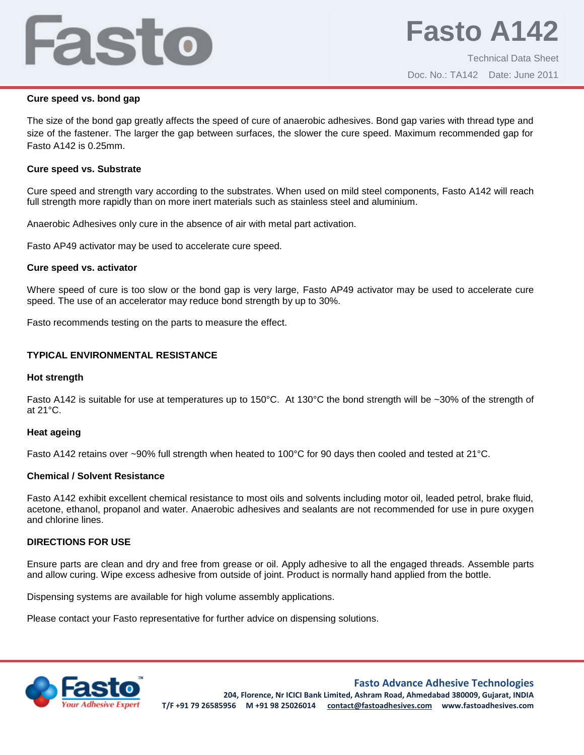**Cure speed vs. bond gap**

The size of the bond gap greatly affects the speed of cure of anaerobic adhesives. Bond gap varies with thread type and size of the fastener. The larger the gap between surfaces, the slower the cure speed. Maximum recommended gap for Fasto A142 is 0.25mm.

**Cure speed vs. Substrate**

Cure speed and strength vary according to the substrates. When used on mild steel components, Fasto A142 will reach full strength more rapidly than on more inert materials such as stainless steel and aluminium.

Anaerobic Adhesives only cure in the absence of air with metal part activation.

Fasto AP49 activator may be used to accelerate cure speed.

**Cure speed vs. activator**

Where speed of cure is too slow or the bond gap is very large, Fasto AP49 activator may be used to accelerate cure speed. The use of an accelerator may reduce bond strength by up to 30%.

Fasto recommends testing on the parts to measure the effect.

## TYPICAL ENVIRONMENTAL RESISTANCE

**Hot strength**

Fasto A142 is suitable for use at temperatures up to 150°C. At 130°C the bond strength will be ~30% of the strength of at 21°C.

**Heat ageing**

Fasto A142 retains over ~90% full strength when heated to 100°C for 90 days then cooled and tested at 21°C.

**Chemical / Solvent Resistance**

Fasto A142 exhibit excellent chemical resistance to most oils and solvents including motor oil, leaded petrol, brake fluid, acetone, ethanol, propanol and water. Anaerobic adhesives and sealants are not recommended for use in pure oxygen and chlorine lines.

## DIRECTIONS FOR USE

Ensure parts are clean and dry and free from grease or oil. Apply adhesive to all the engaged threads. Assemble parts and allow curing. Wipe excess adhesive from outside of joint. Product is normally hand applied from the bottle.

Dispensing systems are available for high volume assembly applications.

Please contact your Fasto representative for further advice on dispensing solutions.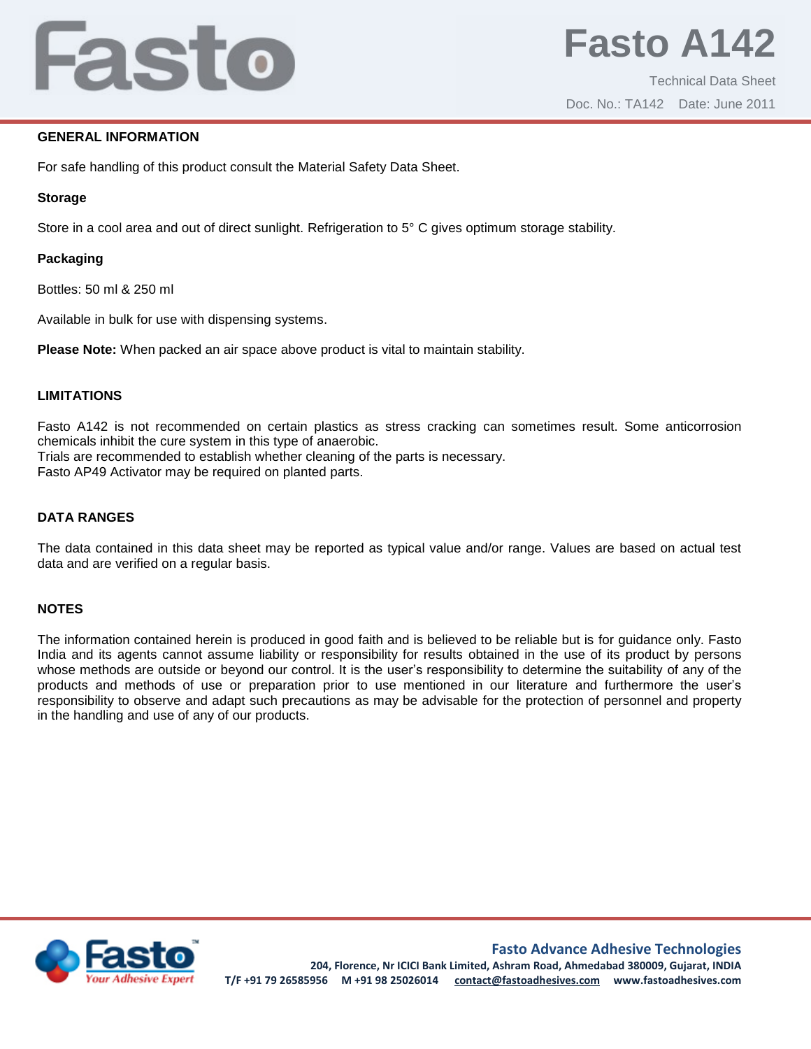## GENERAL INFORMATION

For safe handling of this product consult the Material Safety Data Sheet.

### Storage

Store in a cool area and out of direct sunlight. Refrigeration to 5° C gives optimum storage stability.

### Packaging

Bottles: 50 ml & 250 ml

Available in bulk for use with dispensing systems.

**Please Note:** When packed an air space above product is vital to maintain stability.

## LIMITATIONS

Fasto A142 is not recommended on certain plastics as stress cracking can sometimes result. Some anticorrosion chemicals inhibit the cure system in this type of anaerobic.
Trials are recommended to establish whether cleaning of the parts is necessary.
Fasto AP49 Activator may be required on planted parts.

## DATA RANGES

The data contained in this data sheet may be reported as typical value and/or range. Values are based on actual test data and are verified on a regular basis.

## NOTES

The information contained herein is produced in good faith and is believed to be reliable but is for guidance only. Fasto India and its agents cannot assume liability or responsibility for results obtained in the use of its product by persons whose methods are outside or beyond our control. It is the user's responsibility to determine the suitability of any of the products and methods of use or preparation prior to use mentioned in our literature and furthermore the user's responsibility to observe and adapt such precautions as may be advisable for the protection of personnel and property in the handling and use of any of our products.